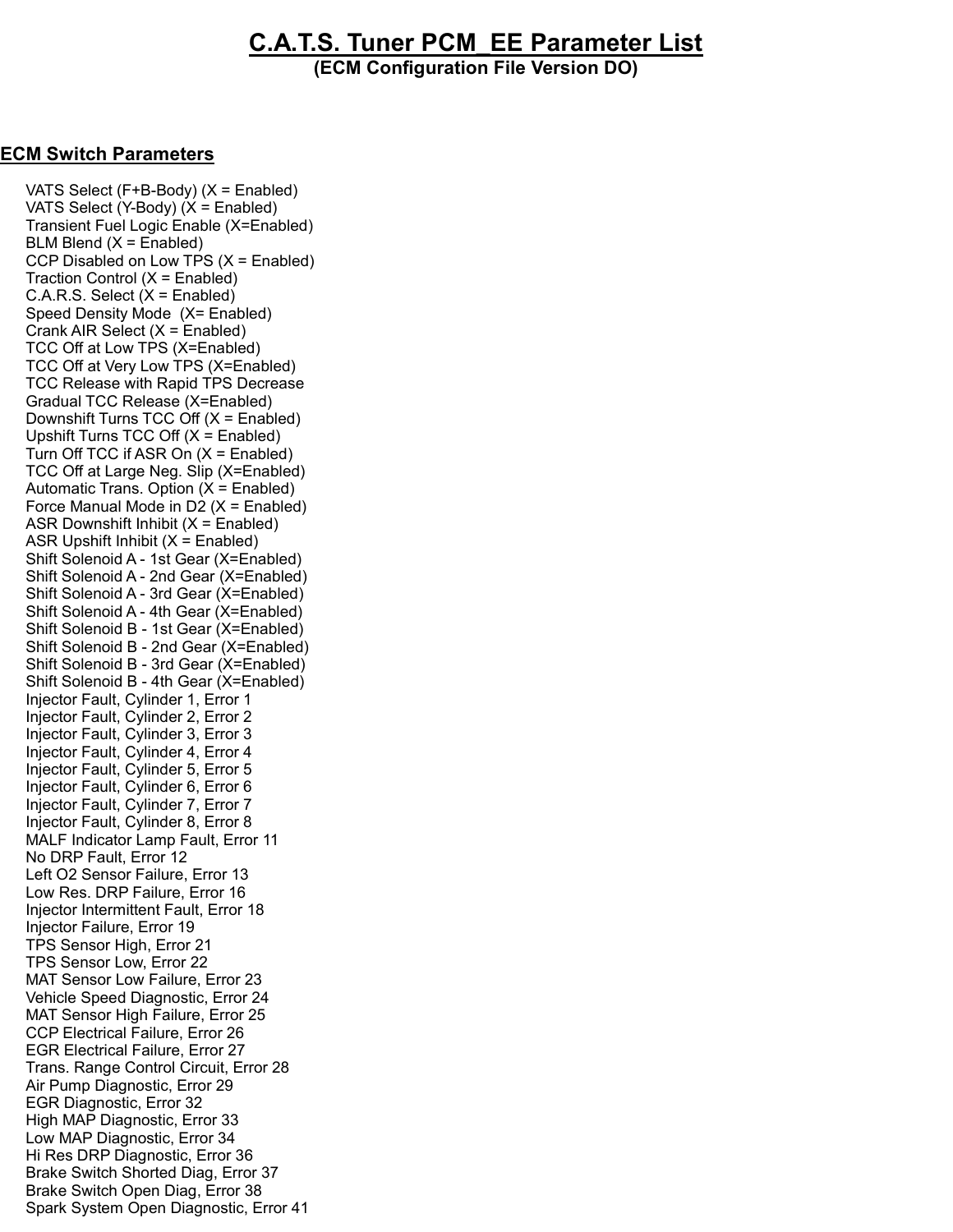# C.A.T.S. Tuner PCM_EE Parameter List

**(ECM Configuration File Version DO)**

## ECM Switch Parameters

VATS Select (F+B-Body) (X = Enabled)
VATS Select (Y-Body) (X = Enabled)
Transient Fuel Logic Enable (X=Enabled)
BLM Blend (X = Enabled)
CCP Disabled on Low TPS (X = Enabled)
Traction Control (X = Enabled)
C.A.R.S. Select (X = Enabled)
Speed Density Mode (X= Enabled)
Crank AIR Select (X = Enabled)
TCC Off at Low TPS (X=Enabled)
TCC Off at Very Low TPS (X=Enabled)
TCC Release with Rapid TPS Decrease
Gradual TCC Release (X=Enabled)
Downshift Turns TCC Off (X = Enabled)
Upshift Turns TCC Off (X = Enabled)
Turn Off TCC if ASR On (X = Enabled)
TCC Off at Large Neg. Slip (X=Enabled)
Automatic Trans. Option (X = Enabled)
Force Manual Mode in D2 (X = Enabled)
ASR Downshift Inhibit (X = Enabled)
ASR Upshift Inhibit (X = Enabled)
Shift Solenoid A - 1st Gear (X=Enabled)
Shift Solenoid A - 2nd Gear (X=Enabled)
Shift Solenoid A - 3rd Gear (X=Enabled)
Shift Solenoid A - 4th Gear (X=Enabled)
Shift Solenoid B - 1st Gear (X=Enabled)
Shift Solenoid B - 2nd Gear (X=Enabled)
Shift Solenoid B - 3rd Gear (X=Enabled)
Shift Solenoid B - 4th Gear (X=Enabled)
Injector Fault, Cylinder 1, Error 1
Injector Fault, Cylinder 2, Error 2
Injector Fault, Cylinder 3, Error 3
Injector Fault, Cylinder 4, Error 4
Injector Fault, Cylinder 5, Error 5
Injector Fault, Cylinder 6, Error 6
Injector Fault, Cylinder 7, Error 7
Injector Fault, Cylinder 8, Error 8
MALF Indicator Lamp Fault, Error 11
No DRP Fault, Error 12
Left O2 Sensor Failure, Error 13
Low Res. DRP Failure, Error 16
Injector Intermittent Fault, Error 18
Injector Failure, Error 19
TPS Sensor High, Error 21
TPS Sensor Low, Error 22
MAT Sensor Low Failure, Error 23
Vehicle Speed Diagnostic, Error 24
MAT Sensor High Failure, Error 25
CCP Electrical Failure, Error 26
EGR Electrical Failure, Error 27
Trans. Range Control Circuit, Error 28
Air Pump Diagnostic, Error 29
EGR Diagnostic, Error 32
High MAP Diagnostic, Error 33
Low MAP Diagnostic, Error 34
Hi Res DRP Diagnostic, Error 36
Brake Switch Shorted Diag, Error 37
Brake Switch Open Diag, Error 38
Spark System Open Diagnostic, Error 41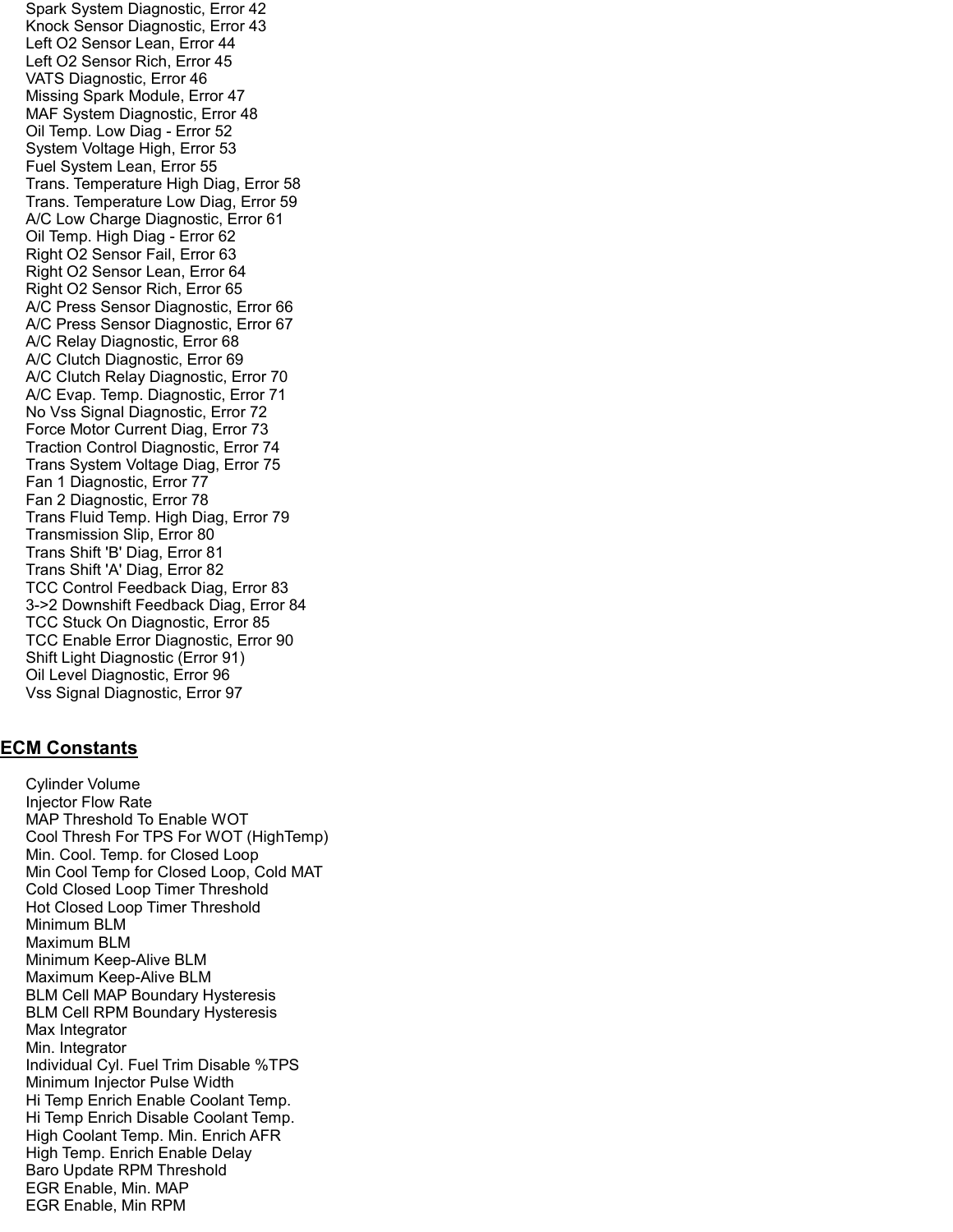Spark System Diagnostic, Error 42
Knock Sensor Diagnostic, Error 43
Left O2 Sensor Lean, Error 44
Left O2 Sensor Rich, Error 45
VATS Diagnostic, Error 46
Missing Spark Module, Error 47
MAF System Diagnostic, Error 48
Oil Temp. Low Diag - Error 52
System Voltage High, Error 53
Fuel System Lean, Error 55
Trans. Temperature High Diag, Error 58
Trans. Temperature Low Diag, Error 59
A/C Low Charge Diagnostic, Error 61
Oil Temp. High Diag - Error 62
Right O2 Sensor Fail, Error 63
Right O2 Sensor Lean, Error 64
Right O2 Sensor Rich, Error 65
A/C Press Sensor Diagnostic, Error 66
A/C Press Sensor Diagnostic, Error 67
A/C Relay Diagnostic, Error 68
A/C Clutch Diagnostic, Error 69
A/C Clutch Relay Diagnostic, Error 70
A/C Evap. Temp. Diagnostic, Error 71
No Vss Signal Diagnostic, Error 72
Force Motor Current Diag, Error 73
Traction Control Diagnostic, Error 74
Trans System Voltage Diag, Error 75
Fan 1 Diagnostic, Error 77
Fan 2 Diagnostic, Error 78
Trans Fluid Temp. High Diag, Error 79
Transmission Slip, Error 80
Trans Shift 'B' Diag, Error 81
Trans Shift 'A' Diag, Error 82
TCC Control Feedback Diag, Error 83
3->2 Downshift Feedback Diag, Error 84
TCC Stuck On Diagnostic, Error 85
TCC Enable Error Diagnostic, Error 90
Shift Light Diagnostic (Error 91)
Oil Level Diagnostic, Error 96
Vss Signal Diagnostic, Error 97

## ECM Constants

Cylinder Volume
Injector Flow Rate
MAP Threshold To Enable WOT
Cool Thresh For TPS For WOT (HighTemp)
Min. Cool. Temp. for Closed Loop
Min Cool Temp for Closed Loop, Cold MAT
Cold Closed Loop Timer Threshold
Hot Closed Loop Timer Threshold
Minimum BLM
Maximum BLM
Minimum Keep-Alive BLM
Maximum Keep-Alive BLM
BLM Cell MAP Boundary Hysteresis
BLM Cell RPM Boundary Hysteresis
Max Integrator
Min. Integrator
Individual Cyl. Fuel Trim Disable %TPS
Minimum Injector Pulse Width
Hi Temp Enrich Enable Coolant Temp.
Hi Temp Enrich Disable Coolant Temp.
High Coolant Temp. Min. Enrich AFR
High Temp. Enrich Enable Delay
Baro Update RPM Threshold
EGR Enable, Min. MAP
EGR Enable, Min RPM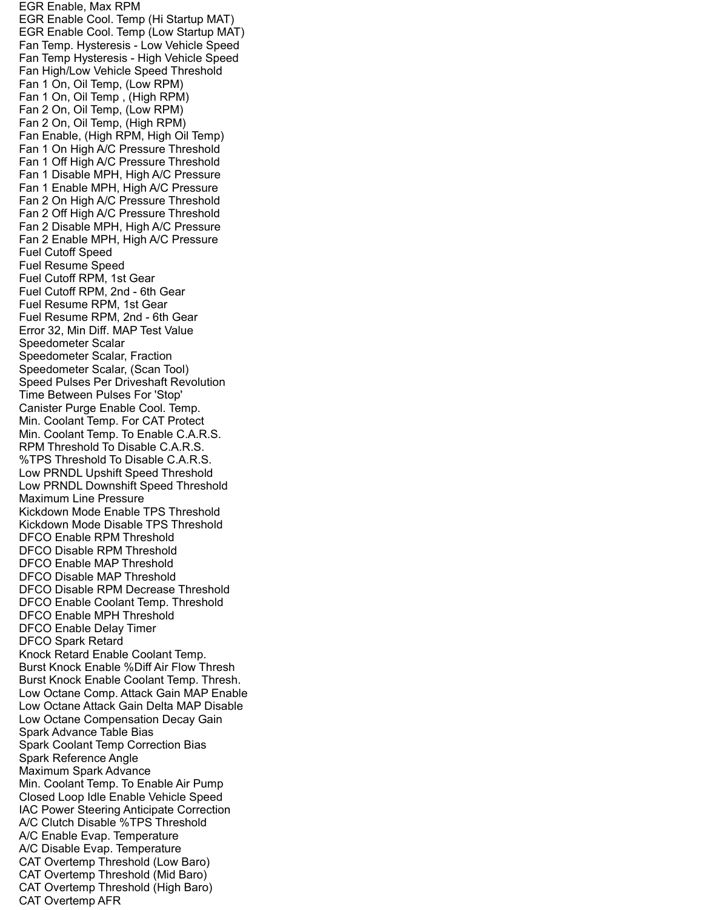EGR Enable, Max RPM
EGR Enable Cool. Temp (Hi Startup MAT)
EGR Enable Cool. Temp (Low Startup MAT)
Fan Temp. Hysteresis - Low Vehicle Speed
Fan Temp Hysteresis - High Vehicle Speed
Fan High/Low Vehicle Speed Threshold
Fan 1 On, Oil Temp, (Low RPM)
Fan 1 On, Oil Temp , (High RPM)
Fan 2 On, Oil Temp, (Low RPM)
Fan 2 On, Oil Temp, (High RPM)
Fan Enable, (High RPM, High Oil Temp)
Fan 1 On High A/C Pressure Threshold
Fan 1 Off High A/C Pressure Threshold
Fan 1 Disable MPH, High A/C Pressure
Fan 1 Enable MPH, High A/C Pressure
Fan 2 On High A/C Pressure Threshold
Fan 2 Off High A/C Pressure Threshold
Fan 2 Disable MPH, High A/C Pressure
Fan 2 Enable MPH, High A/C Pressure
Fuel Cutoff Speed
Fuel Resume Speed
Fuel Cutoff RPM, 1st Gear
Fuel Cutoff RPM, 2nd - 6th Gear
Fuel Resume RPM, 1st Gear
Fuel Resume RPM, 2nd - 6th Gear
Error 32, Min Diff. MAP Test Value
Speedometer Scalar
Speedometer Scalar, Fraction
Speedometer Scalar, (Scan Tool)
Speed Pulses Per Driveshaft Revolution
Time Between Pulses For 'Stop'
Canister Purge Enable Cool. Temp.
Min. Coolant Temp. For CAT Protect
Min. Coolant Temp. To Enable C.A.R.S.
RPM Threshold To Disable C.A.R.S.
%TPS Threshold To Disable C.A.R.S.
Low PRNDL Upshift Speed Threshold
Low PRNDL Downshift Speed Threshold
Maximum Line Pressure
Kickdown Mode Enable TPS Threshold
Kickdown Mode Disable TPS Threshold
DFCO Enable RPM Threshold
DFCO Disable RPM Threshold
DFCO Enable MAP Threshold
DFCO Disable MAP Threshold
DFCO Disable RPM Decrease Threshold
DFCO Enable Coolant Temp. Threshold
DFCO Enable MPH Threshold
DFCO Enable Delay Timer
DFCO Spark Retard
Knock Retard Enable Coolant Temp.
Burst Knock Enable %Diff Air Flow Thresh
Burst Knock Enable Coolant Temp. Thresh.
Low Octane Comp. Attack Gain MAP Enable
Low Octane Attack Gain Delta MAP Disable
Low Octane Compensation Decay Gain
Spark Advance Table Bias
Spark Coolant Temp Correction Bias
Spark Reference Angle
Maximum Spark Advance
Min. Coolant Temp. To Enable Air Pump
Closed Loop Idle Enable Vehicle Speed
IAC Power Steering Anticipate Correction
A/C Clutch Disable %TPS Threshold
A/C Enable Evap. Temperature
A/C Disable Evap. Temperature
CAT Overtemp Threshold (Low Baro)
CAT Overtemp Threshold (Mid Baro)
CAT Overtemp Threshold (High Baro)
CAT Overtemp AFR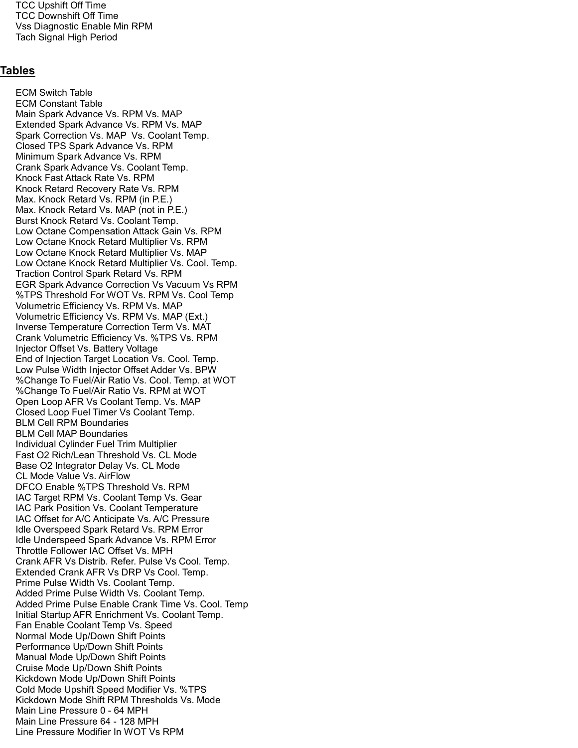TCC Upshift Off Time
TCC Downshift Off Time
Vss Diagnostic Enable Min RPM
Tach Signal High Period

## Tables

ECM Switch Table
ECM Constant Table
Main Spark Advance Vs. RPM Vs. MAP
Extended Spark Advance Vs. RPM Vs. MAP
Spark Correction Vs. MAP  Vs. Coolant Temp.
Closed TPS Spark Advance Vs. RPM
Minimum Spark Advance Vs. RPM
Crank Spark Advance Vs. Coolant Temp.
Knock Fast Attack Rate Vs. RPM
Knock Retard Recovery Rate Vs. RPM
Max. Knock Retard Vs. RPM (in P.E.)
Max. Knock Retard Vs. MAP (not in P.E.)
Burst Knock Retard Vs. Coolant Temp.
Low Octane Compensation Attack Gain Vs. RPM
Low Octane Knock Retard Multiplier Vs. RPM
Low Octane Knock Retard Multiplier Vs. MAP
Low Octane Knock Retard Multiplier Vs. Cool. Temp.
Traction Control Spark Retard Vs. RPM
EGR Spark Advance Correction Vs Vacuum Vs RPM
%TPS Threshold For WOT Vs. RPM Vs. Cool Temp
Volumetric Efficiency Vs. RPM Vs. MAP
Volumetric Efficiency Vs. RPM Vs. MAP (Ext.)
Inverse Temperature Correction Term Vs. MAT
Crank Volumetric Efficiency Vs. %TPS Vs. RPM
Injector Offset Vs. Battery Voltage
End of Injection Target Location Vs. Cool. Temp.
Low Pulse Width Injector Offset Adder Vs. BPW
%Change To Fuel/Air Ratio Vs. Cool. Temp. at WOT
%Change To Fuel/Air Ratio Vs. RPM at WOT
Open Loop AFR Vs Coolant Temp. Vs. MAP
Closed Loop Fuel Timer Vs Coolant Temp.
BLM Cell RPM Boundaries
BLM Cell MAP Boundaries
Individual Cylinder Fuel Trim Multiplier
Fast O2 Rich/Lean Threshold Vs. CL Mode
Base O2 Integrator Delay Vs. CL Mode
CL Mode Value Vs. AirFlow
DFCO Enable %TPS Threshold Vs. RPM
IAC Target RPM Vs. Coolant Temp Vs. Gear
IAC Park Position Vs. Coolant Temperature
IAC Offset for A/C Anticipate Vs. A/C Pressure
Idle Overspeed Spark Retard Vs. RPM Error
Idle Underspeed Spark Advance Vs. RPM Error
Throttle Follower IAC Offset Vs. MPH
Crank AFR Vs Distrib. Refer. Pulse Vs Cool. Temp.
Extended Crank AFR Vs DRP Vs Cool. Temp.
Prime Pulse Width Vs. Coolant Temp.
Added Prime Pulse Width Vs. Coolant Temp.
Added Prime Pulse Enable Crank Time Vs. Cool. Temp
Initial Startup AFR Enrichment Vs. Coolant Temp.
Fan Enable Coolant Temp Vs. Speed
Normal Mode Up/Down Shift Points
Performance Up/Down Shift Points
Manual Mode Up/Down Shift Points
Cruise Mode Up/Down Shift Points
Kickdown Mode Up/Down Shift Points
Cold Mode Upshift Speed Modifier Vs. %TPS
Kickdown Mode Shift RPM Thresholds Vs. Mode
Main Line Pressure 0 - 64 MPH
Main Line Pressure 64 - 128 MPH
Line Pressure Modifier In WOT Vs RPM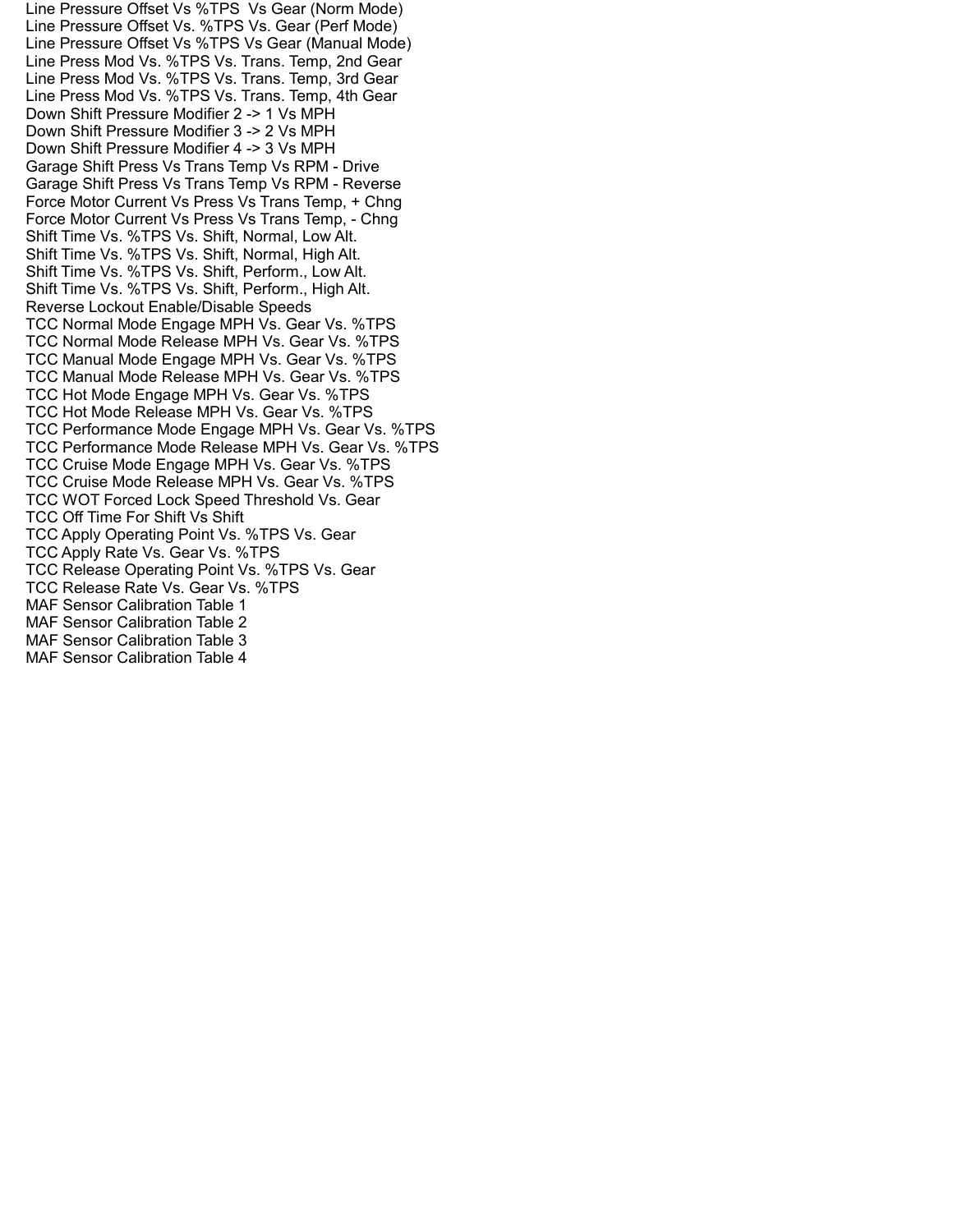Line Pressure Offset Vs %TPS  Vs Gear (Norm Mode)
Line Pressure Offset Vs. %TPS Vs. Gear (Perf Mode)
Line Pressure Offset Vs %TPS Vs Gear (Manual Mode)
Line Press Mod Vs. %TPS Vs. Trans. Temp, 2nd Gear
Line Press Mod Vs. %TPS Vs. Trans. Temp, 3rd Gear
Line Press Mod Vs. %TPS Vs. Trans. Temp, 4th Gear
Down Shift Pressure Modifier 2 -> 1 Vs MPH
Down Shift Pressure Modifier 3 -> 2 Vs MPH
Down Shift Pressure Modifier 4 -> 3 Vs MPH
Garage Shift Press Vs Trans Temp Vs RPM - Drive
Garage Shift Press Vs Trans Temp Vs RPM - Reverse
Force Motor Current Vs Press Vs Trans Temp, + Chng
Force Motor Current Vs Press Vs Trans Temp, - Chng
Shift Time Vs. %TPS Vs. Shift, Normal, Low Alt.
Shift Time Vs. %TPS Vs. Shift, Normal, High Alt.
Shift Time Vs. %TPS Vs. Shift, Perform., Low Alt.
Shift Time Vs. %TPS Vs. Shift, Perform., High Alt.
Reverse Lockout Enable/Disable Speeds
TCC Normal Mode Engage MPH Vs. Gear Vs. %TPS
TCC Normal Mode Release MPH Vs. Gear Vs. %TPS
TCC Manual Mode Engage MPH Vs. Gear Vs. %TPS
TCC Manual Mode Release MPH Vs. Gear Vs. %TPS
TCC Hot Mode Engage MPH Vs. Gear Vs. %TPS
TCC Hot Mode Release MPH Vs. Gear Vs. %TPS
TCC Performance Mode Engage MPH Vs. Gear Vs. %TPS
TCC Performance Mode Release MPH Vs. Gear Vs. %TPS
TCC Cruise Mode Engage MPH Vs. Gear Vs. %TPS
TCC Cruise Mode Release MPH Vs. Gear Vs. %TPS
TCC WOT Forced Lock Speed Threshold Vs. Gear
TCC Off Time For Shift Vs Shift
TCC Apply Operating Point Vs. %TPS Vs. Gear
TCC Apply Rate Vs. Gear Vs. %TPS
TCC Release Operating Point Vs. %TPS Vs. Gear
TCC Release Rate Vs. Gear Vs. %TPS
MAF Sensor Calibration Table 1
MAF Sensor Calibration Table 2
MAF Sensor Calibration Table 3
MAF Sensor Calibration Table 4